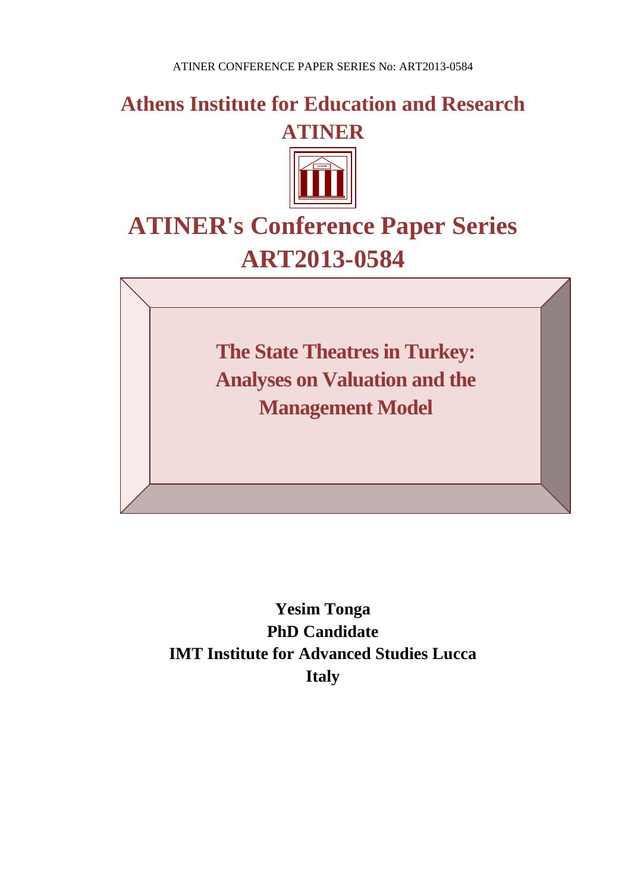# Athens Institute for Education and Research
# ATINER

# ATINER's Conference Paper Series
# ART2013-0584

## The State Theatres in Turkey: Analyses on Valuation and the Management Model

**Yesim Tonga**
**PhD Candidate**
**IMT Institute for Advanced Studies Lucca**
**Italy**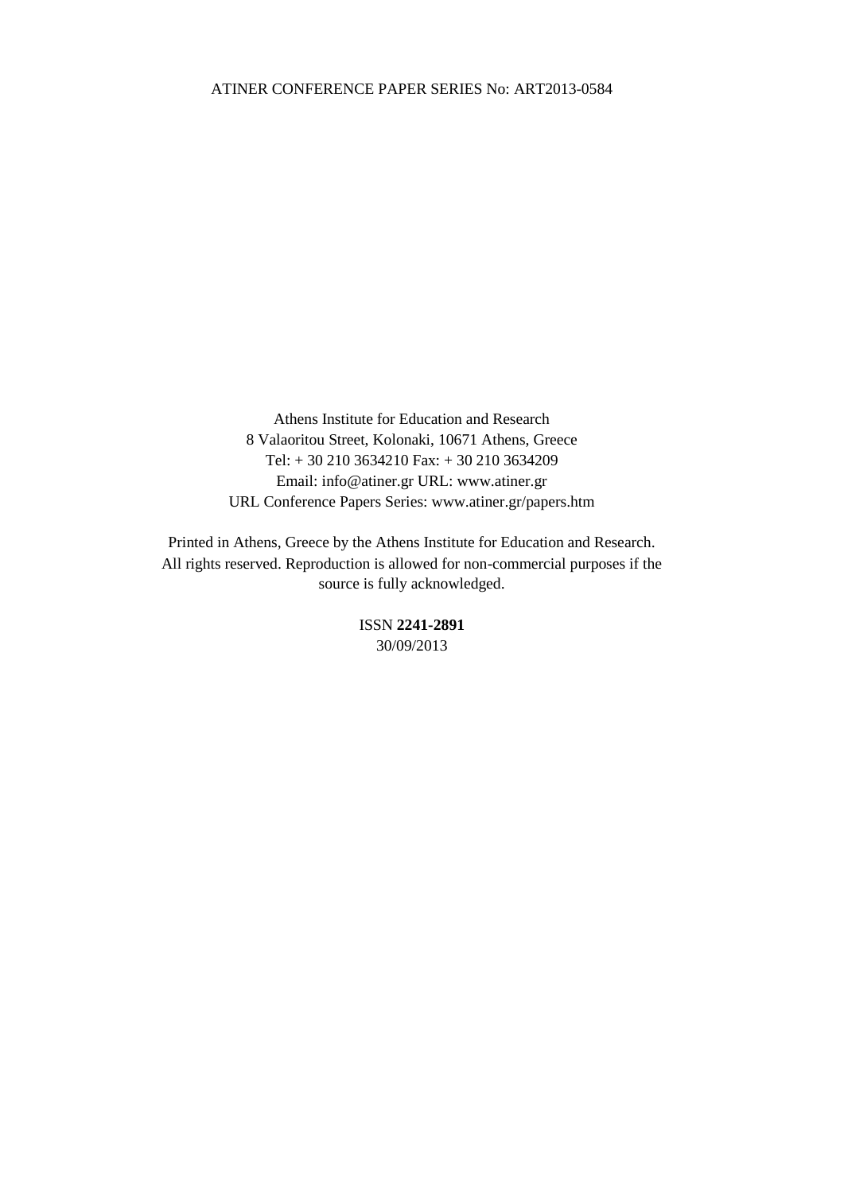Athens Institute for Education and Research
8 Valaoritou Street, Kolonaki, 10671 Athens, Greece
Tel: + 30 210 3634210 Fax: + 30 210 3634209
Email: info@atiner.gr URL: www.atiner.gr
URL Conference Papers Series: www.atiner.gr/papers.htm

Printed in Athens, Greece by the Athens Institute for Education and Research.
All rights reserved. Reproduction is allowed for non-commercial purposes if the source is fully acknowledged.

ISSN **2241-2891**
30/09/2013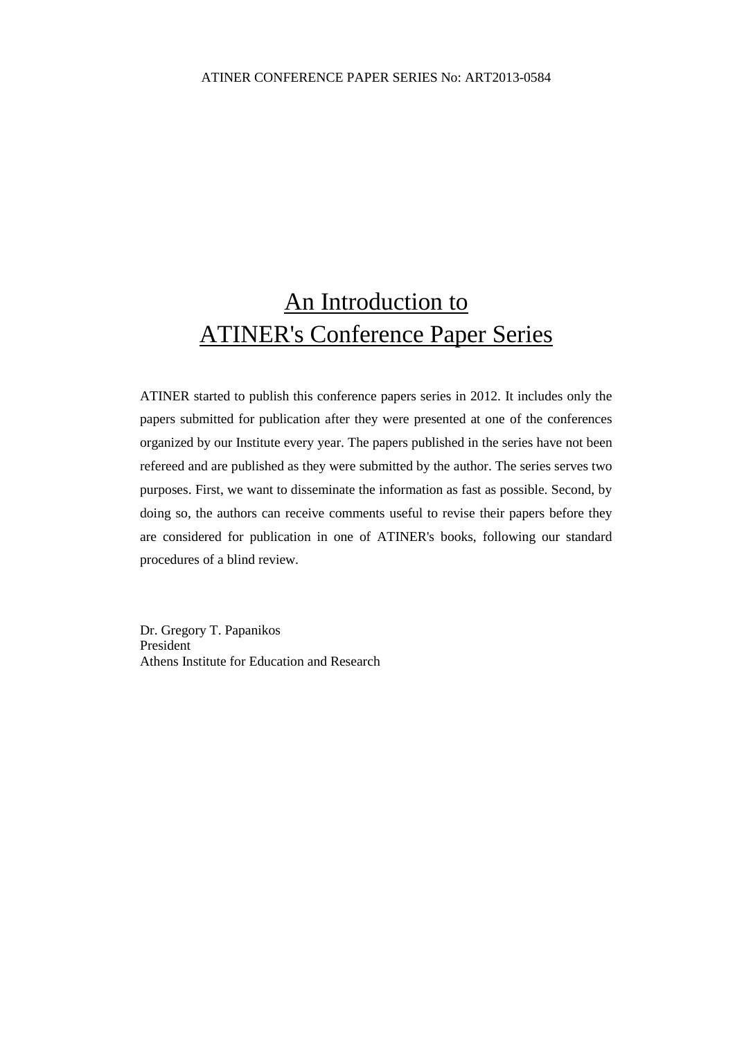# An Introduction to ATINER's Conference Paper Series

ATINER started to publish this conference papers series in 2012. It includes only the papers submitted for publication after they were presented at one of the conferences organized by our Institute every year. The papers published in the series have not been refereed and are published as they were submitted by the author. The series serves two purposes. First, we want to disseminate the information as fast as possible. Second, by doing so, the authors can receive comments useful to revise their papers before they are considered for publication in one of ATINER's books, following our standard procedures of a blind review.

Dr. Gregory T. Papanikos
President
Athens Institute for Education and Research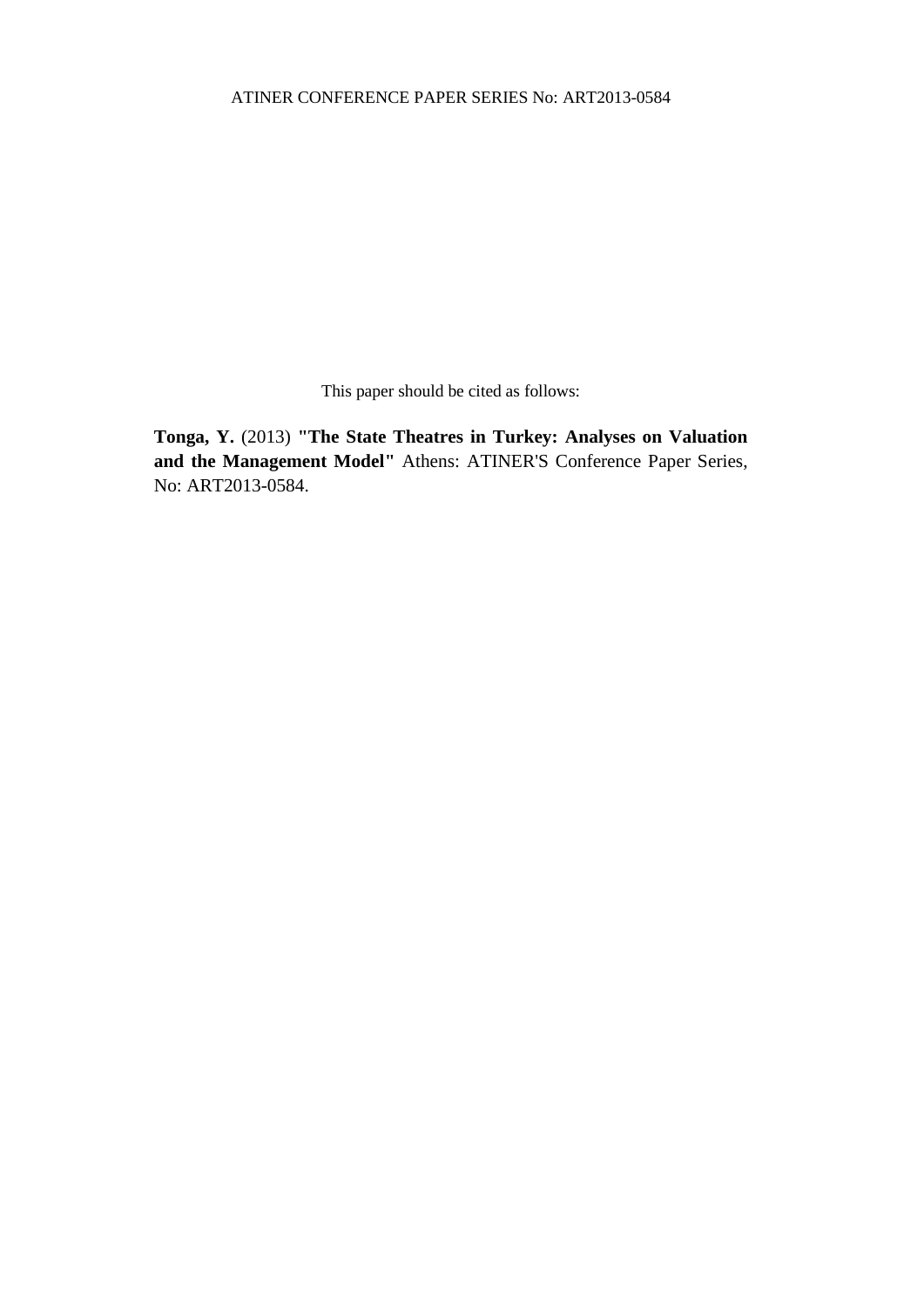This paper should be cited as follows:

**Tonga, Y.** (2013) **"The State Theatres in Turkey: Analyses on Valuation and the Management Model"** Athens: ATINER'S Conference Paper Series, No: ART2013-0584.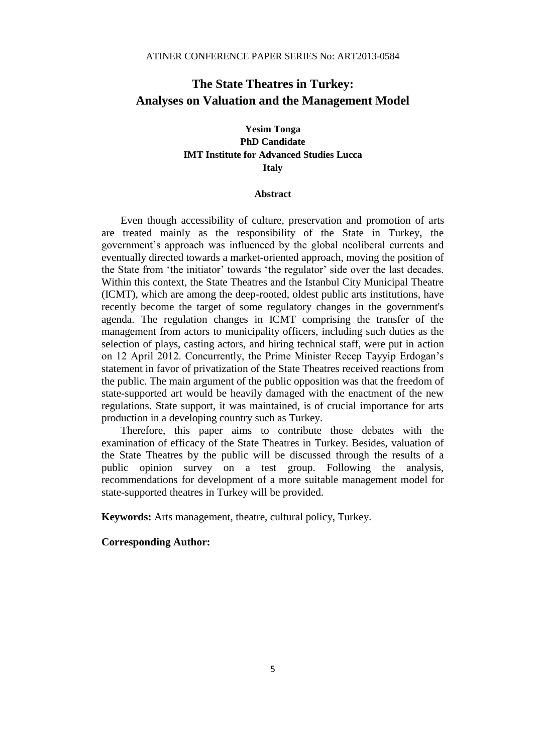# The State Theatres in Turkey: Analyses on Valuation and the Management Model

**Yesim Tonga**
**PhD Candidate**
**IMT Institute for Advanced Studies Lucca**
**Italy**

## Abstract

Even though accessibility of culture, preservation and promotion of arts are treated mainly as the responsibility of the State in Turkey, the government's approach was influenced by the global neoliberal currents and eventually directed towards a market-oriented approach, moving the position of the State from 'the initiator' towards 'the regulator' side over the last decades. Within this context, the State Theatres and the Istanbul City Municipal Theatre (ICMT), which are among the deep-rooted, oldest public arts institutions, have recently become the target of some regulatory changes in the government's agenda. The regulation changes in ICMT comprising the transfer of the management from actors to municipality officers, including such duties as the selection of plays, casting actors, and hiring technical staff, were put in action on 12 April 2012. Concurrently, the Prime Minister Recep Tayyip Erdogan's statement in favor of privatization of the State Theatres received reactions from the public. The main argument of the public opposition was that the freedom of state-supported art would be heavily damaged with the enactment of the new regulations. State support, it was maintained, is of crucial importance for arts production in a developing country such as Turkey.

Therefore, this paper aims to contribute those debates with the examination of efficacy of the State Theatres in Turkey. Besides, valuation of the State Theatres by the public will be discussed through the results of a public opinion survey on a test group. Following the analysis, recommendations for development of a more suitable management model for state-supported theatres in Turkey will be provided.

**Keywords:** Arts management, theatre, cultural policy, Turkey.

**Corresponding Author:**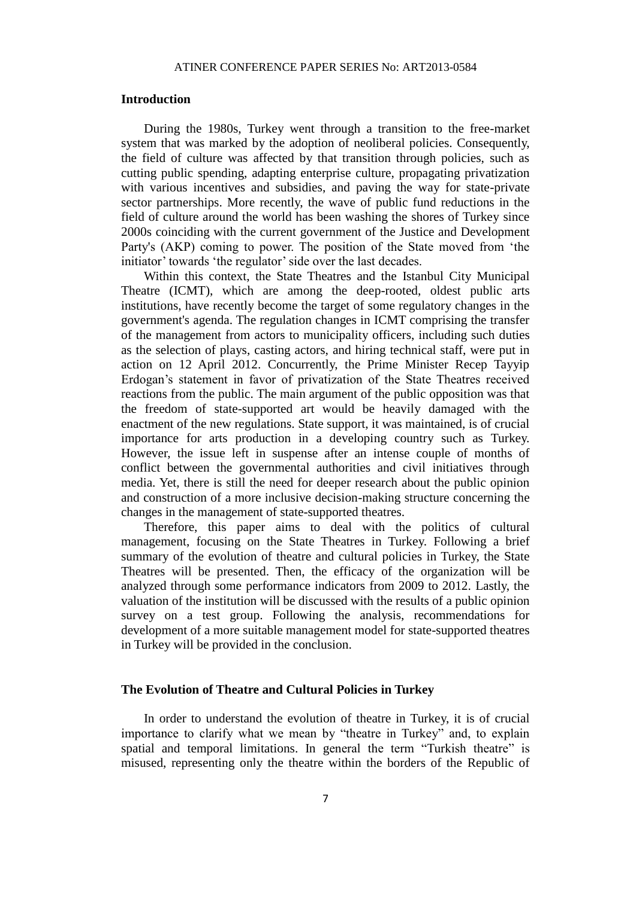## Introduction

During the 1980s, Turkey went through a transition to the free-market system that was marked by the adoption of neoliberal policies. Consequently, the field of culture was affected by that transition through policies, such as cutting public spending, adapting enterprise culture, propagating privatization with various incentives and subsidies, and paving the way for state-private sector partnerships. More recently, the wave of public fund reductions in the field of culture around the world has been washing the shores of Turkey since 2000s coinciding with the current government of the Justice and Development Party's (AKP) coming to power. The position of the State moved from 'the initiator' towards 'the regulator' side over the last decades.

Within this context, the State Theatres and the Istanbul City Municipal Theatre (ICMT), which are among the deep-rooted, oldest public arts institutions, have recently become the target of some regulatory changes in the government's agenda. The regulation changes in ICMT comprising the transfer of the management from actors to municipality officers, including such duties as the selection of plays, casting actors, and hiring technical staff, were put in action on 12 April 2012. Concurrently, the Prime Minister Recep Tayyip Erdogan's statement in favor of privatization of the State Theatres received reactions from the public. The main argument of the public opposition was that the freedom of state-supported art would be heavily damaged with the enactment of the new regulations. State support, it was maintained, is of crucial importance for arts production in a developing country such as Turkey. However, the issue left in suspense after an intense couple of months of conflict between the governmental authorities and civil initiatives through media. Yet, there is still the need for deeper research about the public opinion and construction of a more inclusive decision-making structure concerning the changes in the management of state-supported theatres.

Therefore, this paper aims to deal with the politics of cultural management, focusing on the State Theatres in Turkey. Following a brief summary of the evolution of theatre and cultural policies in Turkey, the State Theatres will be presented. Then, the efficacy of the organization will be analyzed through some performance indicators from 2009 to 2012. Lastly, the valuation of the institution will be discussed with the results of a public opinion survey on a test group. Following the analysis, recommendations for development of a more suitable management model for state-supported theatres in Turkey will be provided in the conclusion.

## The Evolution of Theatre and Cultural Policies in Turkey

In order to understand the evolution of theatre in Turkey, it is of crucial importance to clarify what we mean by "theatre in Turkey" and, to explain spatial and temporal limitations. In general the term "Turkish theatre" is misused, representing only the theatre within the borders of the Republic of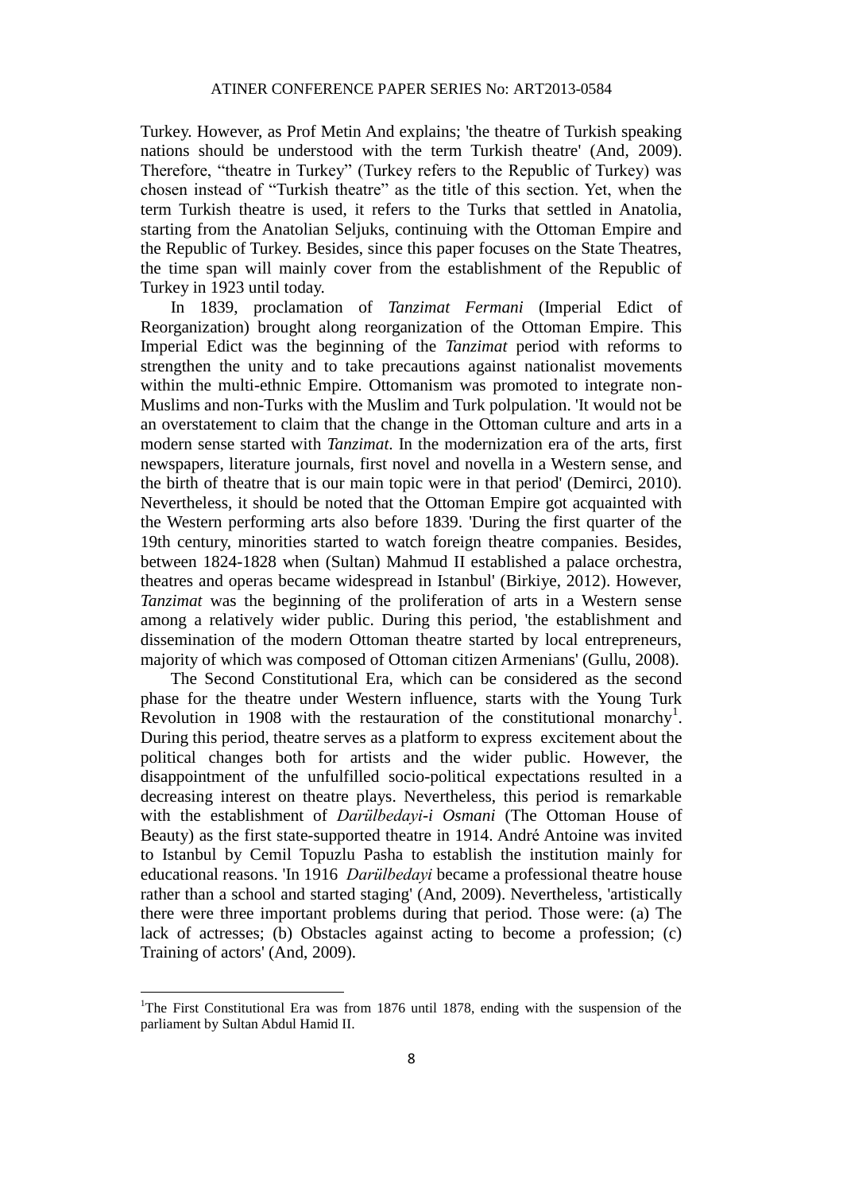Turkey. However, as Prof Metin And explains; 'the theatre of Turkish speaking nations should be understood with the term Turkish theatre' (And, 2009). Therefore, "theatre in Turkey" (Turkey refers to the Republic of Turkey) was chosen instead of "Turkish theatre" as the title of this section. Yet, when the term Turkish theatre is used, it refers to the Turks that settled in Anatolia, starting from the Anatolian Seljuks, continuing with the Ottoman Empire and the Republic of Turkey. Besides, since this paper focuses on the State Theatres, the time span will mainly cover from the establishment of the Republic of Turkey in 1923 until today.

In 1839, proclamation of *Tanzimat Fermani* (Imperial Edict of Reorganization) brought along reorganization of the Ottoman Empire. This Imperial Edict was the beginning of the *Tanzimat* period with reforms to strengthen the unity and to take precautions against nationalist movements within the multi-ethnic Empire. Ottomanism was promoted to integrate non-Muslims and non-Turks with the Muslim and Turk polpulation. 'It would not be an overstatement to claim that the change in the Ottoman culture and arts in a modern sense started with *Tanzimat*. In the modernization era of the arts, first newspapers, literature journals, first novel and novella in a Western sense, and the birth of theatre that is our main topic were in that period' (Demirci, 2010). Nevertheless, it should be noted that the Ottoman Empire got acquainted with the Western performing arts also before 1839. 'During the first quarter of the 19th century, minorities started to watch foreign theatre companies. Besides, between 1824-1828 when (Sultan) Mahmud II established a palace orchestra, theatres and operas became widespread in Istanbul' (Birkiye, 2012). However, *Tanzimat* was the beginning of the proliferation of arts in a Western sense among a relatively wider public. During this period, 'the establishment and dissemination of the modern Ottoman theatre started by local entrepreneurs, majority of which was composed of Ottoman citizen Armenians' (Gullu, 2008).

The Second Constitutional Era, which can be considered as the second phase for the theatre under Western influence, starts with the Young Turk Revolution in 1908 with the restauration of the constitutional monarchy[1]. During this period, theatre serves as a platform to express excitement about the political changes both for artists and the wider public. However, the disappointment of the unfulfilled socio-political expectations resulted in a decreasing interest on theatre plays. Nevertheless, this period is remarkable with the establishment of *Darülbedayi-i Osmani* (The Ottoman House of Beauty) as the first state-supported theatre in 1914. André Antoine was invited to Istanbul by Cemil Topuzlu Pasha to establish the institution mainly for educational reasons. 'In 1916 *Darülbedayi* became a professional theatre house rather than a school and started staging' (And, 2009). Nevertheless, 'artistically there were three important problems during that period. Those were: (a) The lack of actresses; (b) Obstacles against acting to become a profession; (c) Training of actors' (And, 2009).

[1]The First Constitutional Era was from 1876 until 1878, ending with the suspension of the parliament by Sultan Abdul Hamid II.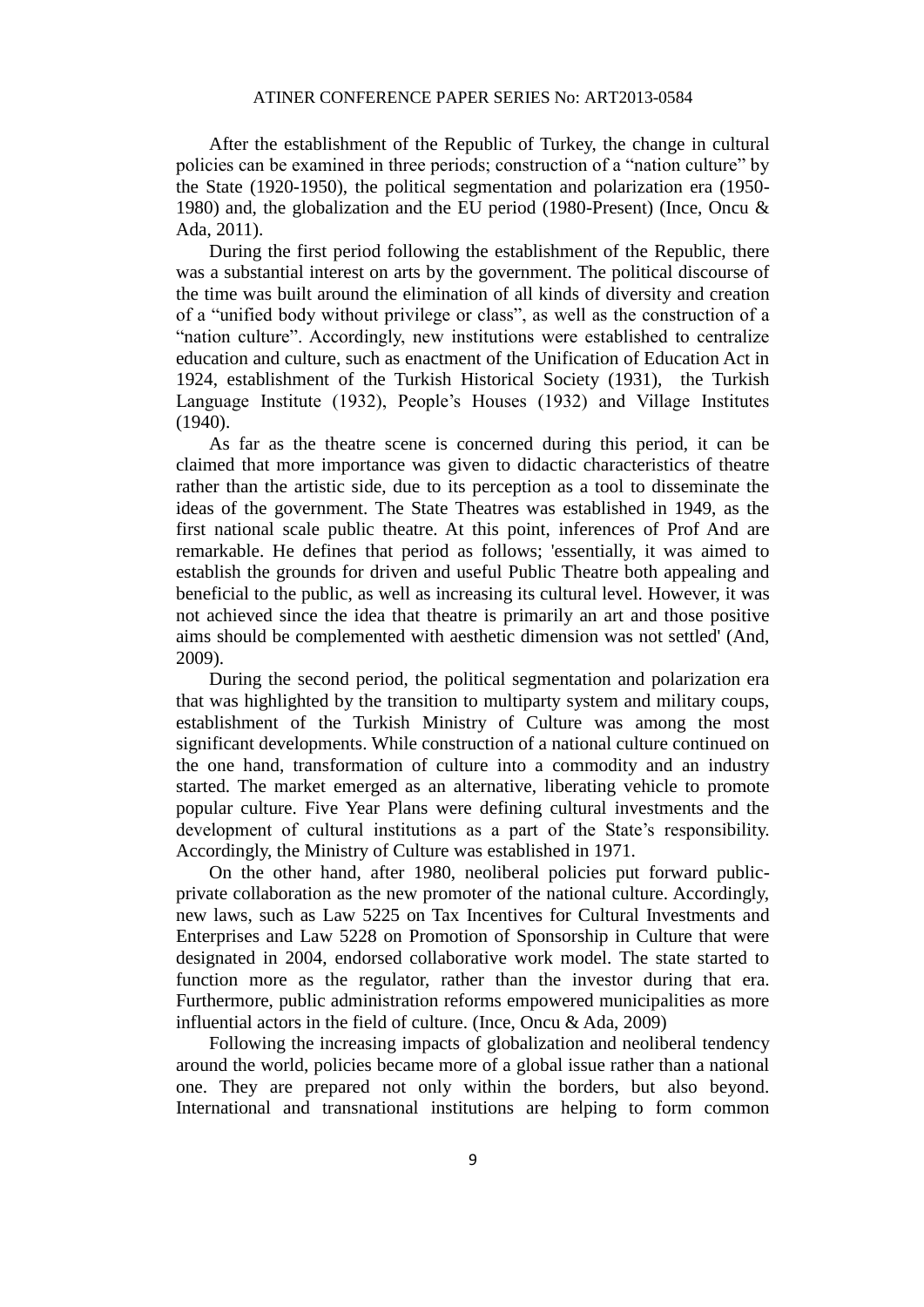After the establishment of the Republic of Turkey, the change in cultural policies can be examined in three periods; construction of a "nation culture" by the State (1920-1950), the political segmentation and polarization era (1950-1980) and, the globalization and the EU period (1980-Present) (Ince, Oncu & Ada, 2011).

During the first period following the establishment of the Republic, there was a substantial interest on arts by the government. The political discourse of the time was built around the elimination of all kinds of diversity and creation of a "unified body without privilege or class", as well as the construction of a "nation culture". Accordingly, new institutions were established to centralize education and culture, such as enactment of the Unification of Education Act in 1924, establishment of the Turkish Historical Society (1931), the Turkish Language Institute (1932), People's Houses (1932) and Village Institutes (1940).

As far as the theatre scene is concerned during this period, it can be claimed that more importance was given to didactic characteristics of theatre rather than the artistic side, due to its perception as a tool to disseminate the ideas of the government. The State Theatres was established in 1949, as the first national scale public theatre. At this point, inferences of Prof And are remarkable. He defines that period as follows; 'essentially, it was aimed to establish the grounds for driven and useful Public Theatre both appealing and beneficial to the public, as well as increasing its cultural level. However, it was not achieved since the idea that theatre is primarily an art and those positive aims should be complemented with aesthetic dimension was not settled' (And, 2009).

During the second period, the political segmentation and polarization era that was highlighted by the transition to multiparty system and military coups, establishment of the Turkish Ministry of Culture was among the most significant developments. While construction of a national culture continued on the one hand, transformation of culture into a commodity and an industry started. The market emerged as an alternative, liberating vehicle to promote popular culture. Five Year Plans were defining cultural investments and the development of cultural institutions as a part of the State's responsibility. Accordingly, the Ministry of Culture was established in 1971.

On the other hand, after 1980, neoliberal policies put forward public-private collaboration as the new promoter of the national culture. Accordingly, new laws, such as Law 5225 on Tax Incentives for Cultural Investments and Enterprises and Law 5228 on Promotion of Sponsorship in Culture that were designated in 2004, endorsed collaborative work model. The state started to function more as the regulator, rather than the investor during that era. Furthermore, public administration reforms empowered municipalities as more influential actors in the field of culture. (Ince, Oncu & Ada, 2009)

Following the increasing impacts of globalization and neoliberal tendency around the world, policies became more of a global issue rather than a national one. They are prepared not only within the borders, but also beyond. International and transnational institutions are helping to form common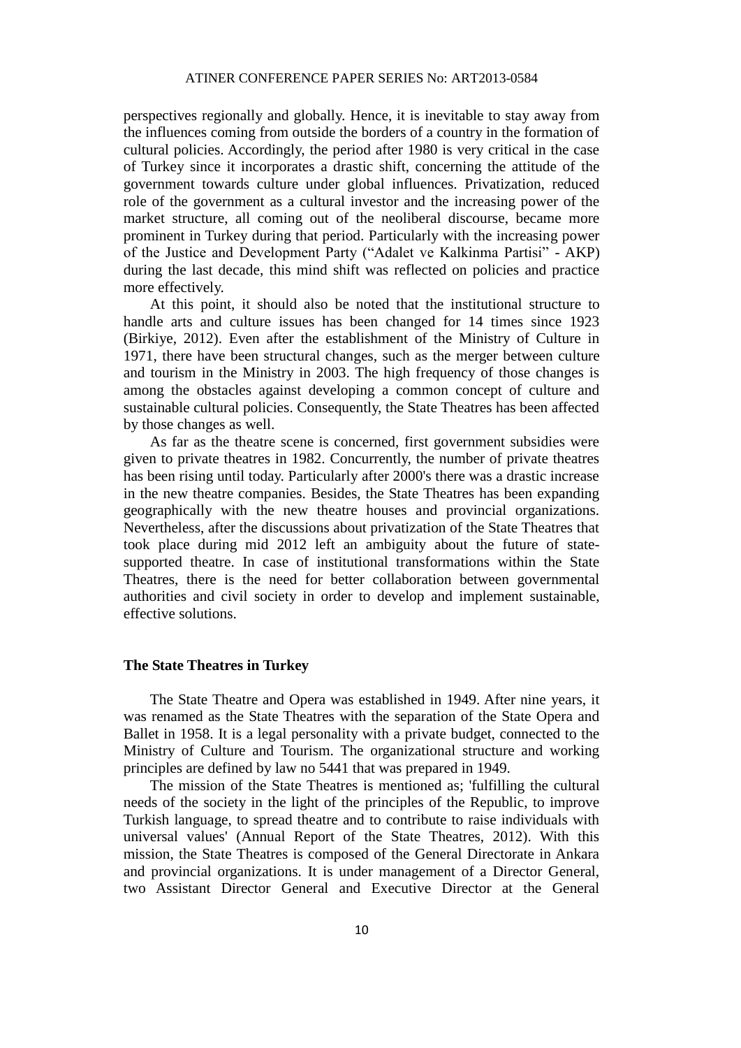perspectives regionally and globally. Hence, it is inevitable to stay away from the influences coming from outside the borders of a country in the formation of cultural policies. Accordingly, the period after 1980 is very critical in the case of Turkey since it incorporates a drastic shift, concerning the attitude of the government towards culture under global influences. Privatization, reduced role of the government as a cultural investor and the increasing power of the market structure, all coming out of the neoliberal discourse, became more prominent in Turkey during that period. Particularly with the increasing power of the Justice and Development Party ("Adalet ve Kalkinma Partisi" - AKP) during the last decade, this mind shift was reflected on policies and practice more effectively.

At this point, it should also be noted that the institutional structure to handle arts and culture issues has been changed for 14 times since 1923 (Birkiye, 2012). Even after the establishment of the Ministry of Culture in 1971, there have been structural changes, such as the merger between culture and tourism in the Ministry in 2003. The high frequency of those changes is among the obstacles against developing a common concept of culture and sustainable cultural policies. Consequently, the State Theatres has been affected by those changes as well.

As far as the theatre scene is concerned, first government subsidies were given to private theatres in 1982. Concurrently, the number of private theatres has been rising until today. Particularly after 2000's there was a drastic increase in the new theatre companies. Besides, the State Theatres has been expanding geographically with the new theatre houses and provincial organizations. Nevertheless, after the discussions about privatization of the State Theatres that took place during mid 2012 left an ambiguity about the future of state-supported theatre. In case of institutional transformations within the State Theatres, there is the need for better collaboration between governmental authorities and civil society in order to develop and implement sustainable, effective solutions.

## The State Theatres in Turkey

The State Theatre and Opera was established in 1949. After nine years, it was renamed as the State Theatres with the separation of the State Opera and Ballet in 1958. It is a legal personality with a private budget, connected to the Ministry of Culture and Tourism. The organizational structure and working principles are defined by law no 5441 that was prepared in 1949.

The mission of the State Theatres is mentioned as; 'fulfilling the cultural needs of the society in the light of the principles of the Republic, to improve Turkish language, to spread theatre and to contribute to raise individuals with universal values' (Annual Report of the State Theatres, 2012). With this mission, the State Theatres is composed of the General Directorate in Ankara and provincial organizations. It is under management of a Director General, two Assistant Director General and Executive Director at the General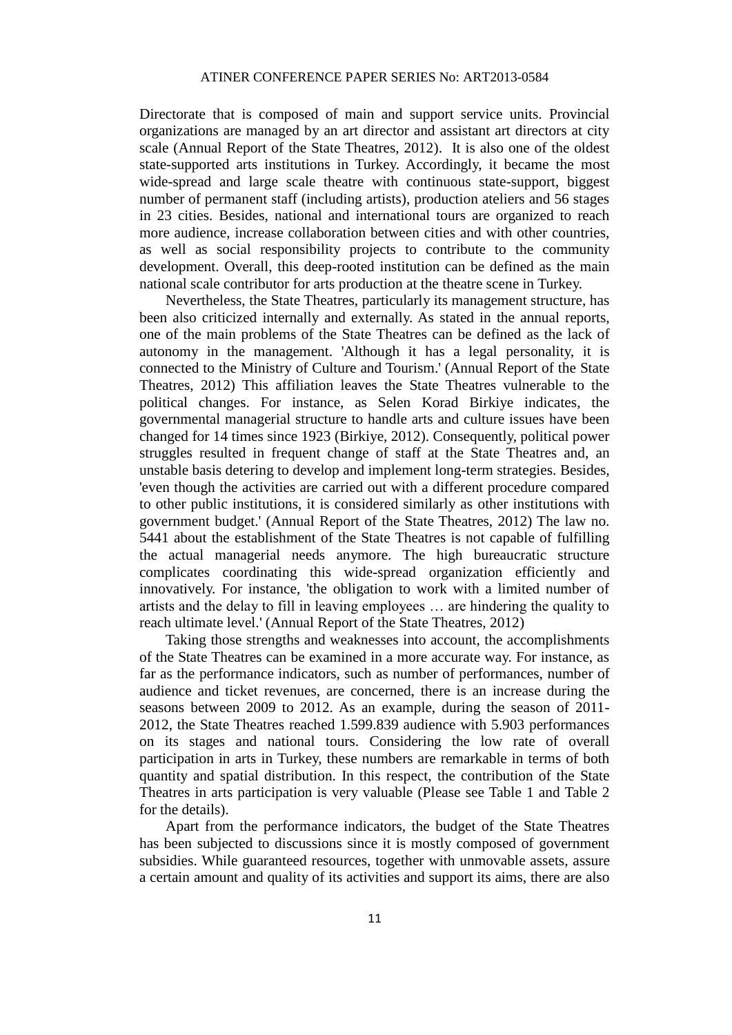Directorate that is composed of main and support service units. Provincial organizations are managed by an art director and assistant art directors at city scale (Annual Report of the State Theatres, 2012). It is also one of the oldest state-supported arts institutions in Turkey. Accordingly, it became the most wide-spread and large scale theatre with continuous state-support, biggest number of permanent staff (including artists), production ateliers and 56 stages in 23 cities. Besides, national and international tours are organized to reach more audience, increase collaboration between cities and with other countries, as well as social responsibility projects to contribute to the community development. Overall, this deep-rooted institution can be defined as the main national scale contributor for arts production at the theatre scene in Turkey.

Nevertheless, the State Theatres, particularly its management structure, has been also criticized internally and externally. As stated in the annual reports, one of the main problems of the State Theatres can be defined as the lack of autonomy in the management. 'Although it has a legal personality, it is connected to the Ministry of Culture and Tourism.' (Annual Report of the State Theatres, 2012) This affiliation leaves the State Theatres vulnerable to the political changes. For instance, as Selen Korad Birkiye indicates, the governmental managerial structure to handle arts and culture issues have been changed for 14 times since 1923 (Birkiye, 2012). Consequently, political power struggles resulted in frequent change of staff at the State Theatres and, an unstable basis detering to develop and implement long-term strategies. Besides, 'even though the activities are carried out with a different procedure compared to other public institutions, it is considered similarly as other institutions with government budget.' (Annual Report of the State Theatres, 2012) The law no. 5441 about the establishment of the State Theatres is not capable of fulfilling the actual managerial needs anymore. The high bureaucratic structure complicates coordinating this wide-spread organization efficiently and innovatively. For instance, 'the obligation to work with a limited number of artists and the delay to fill in leaving employees … are hindering the quality to reach ultimate level.' (Annual Report of the State Theatres, 2012)

Taking those strengths and weaknesses into account, the accomplishments of the State Theatres can be examined in a more accurate way. For instance, as far as the performance indicators, such as number of performances, number of audience and ticket revenues, are concerned, there is an increase during the seasons between 2009 to 2012. As an example, during the season of 2011-2012, the State Theatres reached 1.599.839 audience with 5.903 performances on its stages and national tours. Considering the low rate of overall participation in arts in Turkey, these numbers are remarkable in terms of both quantity and spatial distribution. In this respect, the contribution of the State Theatres in arts participation is very valuable (Please see Table 1 and Table 2 for the details).

Apart from the performance indicators, the budget of the State Theatres has been subjected to discussions since it is mostly composed of government subsidies. While guaranteed resources, together with unmovable assets, assure a certain amount and quality of its activities and support its aims, there are also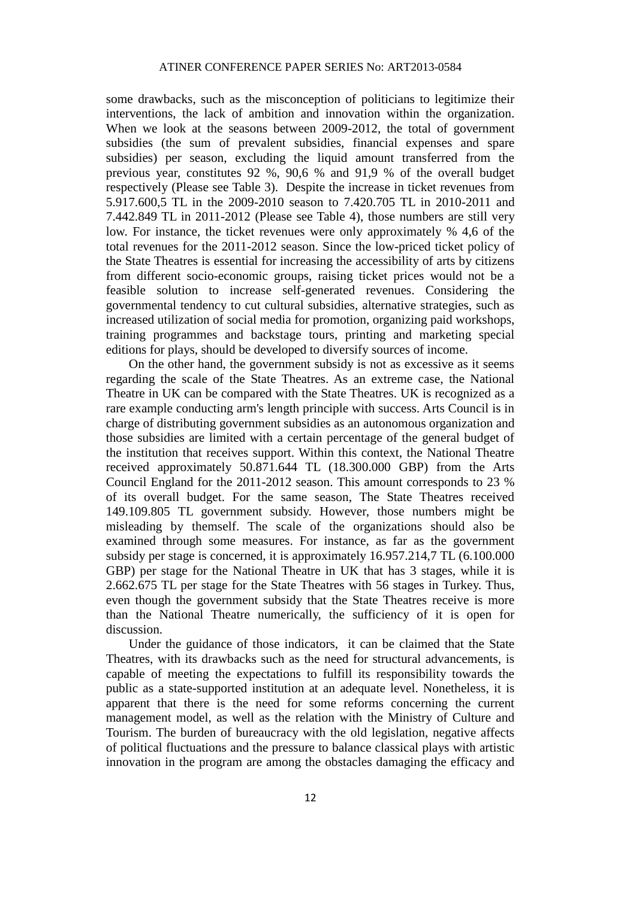some drawbacks, such as the misconception of politicians to legitimize their interventions, the lack of ambition and innovation within the organization. When we look at the seasons between 2009-2012, the total of government subsidies (the sum of prevalent subsidies, financial expenses and spare subsidies) per season, excluding the liquid amount transferred from the previous year, constitutes 92 %, 90,6 % and 91,9 % of the overall budget respectively (Please see Table 3). Despite the increase in ticket revenues from 5.917.600,5 TL in the 2009-2010 season to 7.420.705 TL in 2010-2011 and 7.442.849 TL in 2011-2012 (Please see Table 4), those numbers are still very low. For instance, the ticket revenues were only approximately % 4,6 of the total revenues for the 2011-2012 season. Since the low-priced ticket policy of the State Theatres is essential for increasing the accessibility of arts by citizens from different socio-economic groups, raising ticket prices would not be a feasible solution to increase self-generated revenues. Considering the governmental tendency to cut cultural subsidies, alternative strategies, such as increased utilization of social media for promotion, organizing paid workshops, training programmes and backstage tours, printing and marketing special editions for plays, should be developed to diversify sources of income.

On the other hand, the government subsidy is not as excessive as it seems regarding the scale of the State Theatres. As an extreme case, the National Theatre in UK can be compared with the State Theatres. UK is recognized as a rare example conducting arm's length principle with success. Arts Council is in charge of distributing government subsidies as an autonomous organization and those subsidies are limited with a certain percentage of the general budget of the institution that receives support. Within this context, the National Theatre received approximately 50.871.644 TL (18.300.000 GBP) from the Arts Council England for the 2011-2012 season. This amount corresponds to 23 % of its overall budget. For the same season, The State Theatres received 149.109.805 TL government subsidy. However, those numbers might be misleading by themself. The scale of the organizations should also be examined through some measures. For instance, as far as the government subsidy per stage is concerned, it is approximately 16.957.214,7 TL (6.100.000 GBP) per stage for the National Theatre in UK that has 3 stages, while it is 2.662.675 TL per stage for the State Theatres with 56 stages in Turkey. Thus, even though the government subsidy that the State Theatres receive is more than the National Theatre numerically, the sufficiency of it is open for discussion.

Under the guidance of those indicators, it can be claimed that the State Theatres, with its drawbacks such as the need for structural advancements, is capable of meeting the expectations to fulfill its responsibility towards the public as a state-supported institution at an adequate level. Nonetheless, it is apparent that there is the need for some reforms concerning the current management model, as well as the relation with the Ministry of Culture and Tourism. The burden of bureaucracy with the old legislation, negative affects of political fluctuations and the pressure to balance classical plays with artistic innovation in the program are among the obstacles damaging the efficacy and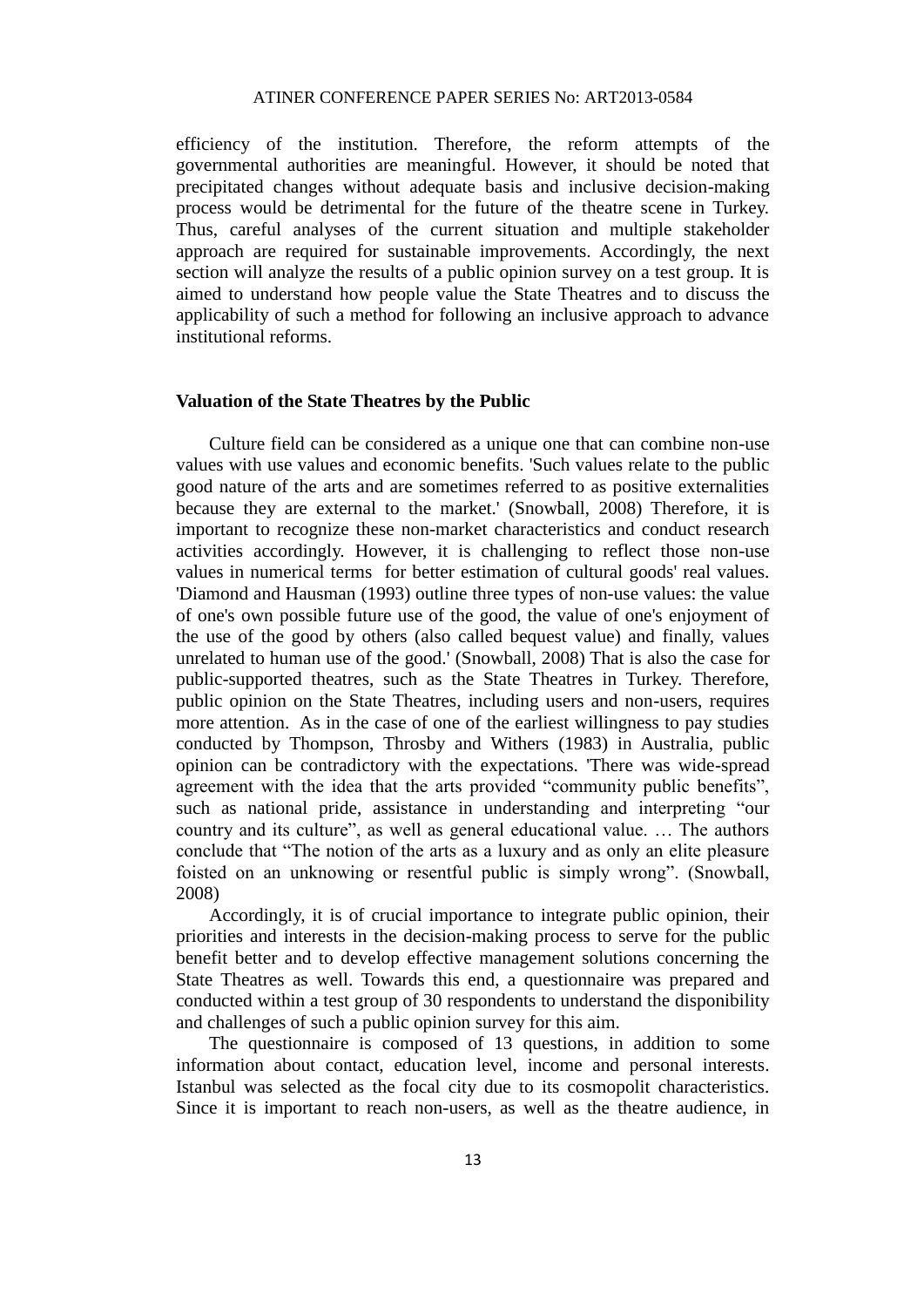efficiency of the institution. Therefore, the reform attempts of the governmental authorities are meaningful. However, it should be noted that precipitated changes without adequate basis and inclusive decision-making process would be detrimental for the future of the theatre scene in Turkey. Thus, careful analyses of the current situation and multiple stakeholder approach are required for sustainable improvements. Accordingly, the next section will analyze the results of a public opinion survey on a test group. It is aimed to understand how people value the State Theatres and to discuss the applicability of such a method for following an inclusive approach to advance institutional reforms.

## Valuation of the State Theatres by the Public

Culture field can be considered as a unique one that can combine non-use values with use values and economic benefits. 'Such values relate to the public good nature of the arts and are sometimes referred to as positive externalities because they are external to the market.' (Snowball, 2008) Therefore, it is important to recognize these non-market characteristics and conduct research activities accordingly. However, it is challenging to reflect those non-use values in numerical terms for better estimation of cultural goods' real values. 'Diamond and Hausman (1993) outline three types of non-use values: the value of one's own possible future use of the good, the value of one's enjoyment of the use of the good by others (also called bequest value) and finally, values unrelated to human use of the good.' (Snowball, 2008) That is also the case for public-supported theatres, such as the State Theatres in Turkey. Therefore, public opinion on the State Theatres, including users and non-users, requires more attention. As in the case of one of the earliest willingness to pay studies conducted by Thompson, Throsby and Withers (1983) in Australia, public opinion can be contradictory with the expectations. 'There was wide-spread agreement with the idea that the arts provided "community public benefits", such as national pride, assistance in understanding and interpreting "our country and its culture", as well as general educational value. … The authors conclude that "The notion of the arts as a luxury and as only an elite pleasure foisted on an unknowing or resentful public is simply wrong". (Snowball, 2008)

Accordingly, it is of crucial importance to integrate public opinion, their priorities and interests in the decision-making process to serve for the public benefit better and to develop effective management solutions concerning the State Theatres as well. Towards this end, a questionnaire was prepared and conducted within a test group of 30 respondents to understand the disponibility and challenges of such a public opinion survey for this aim.

The questionnaire is composed of 13 questions, in addition to some information about contact, education level, income and personal interests. Istanbul was selected as the focal city due to its cosmopolit characteristics. Since it is important to reach non-users, as well as the theatre audience, in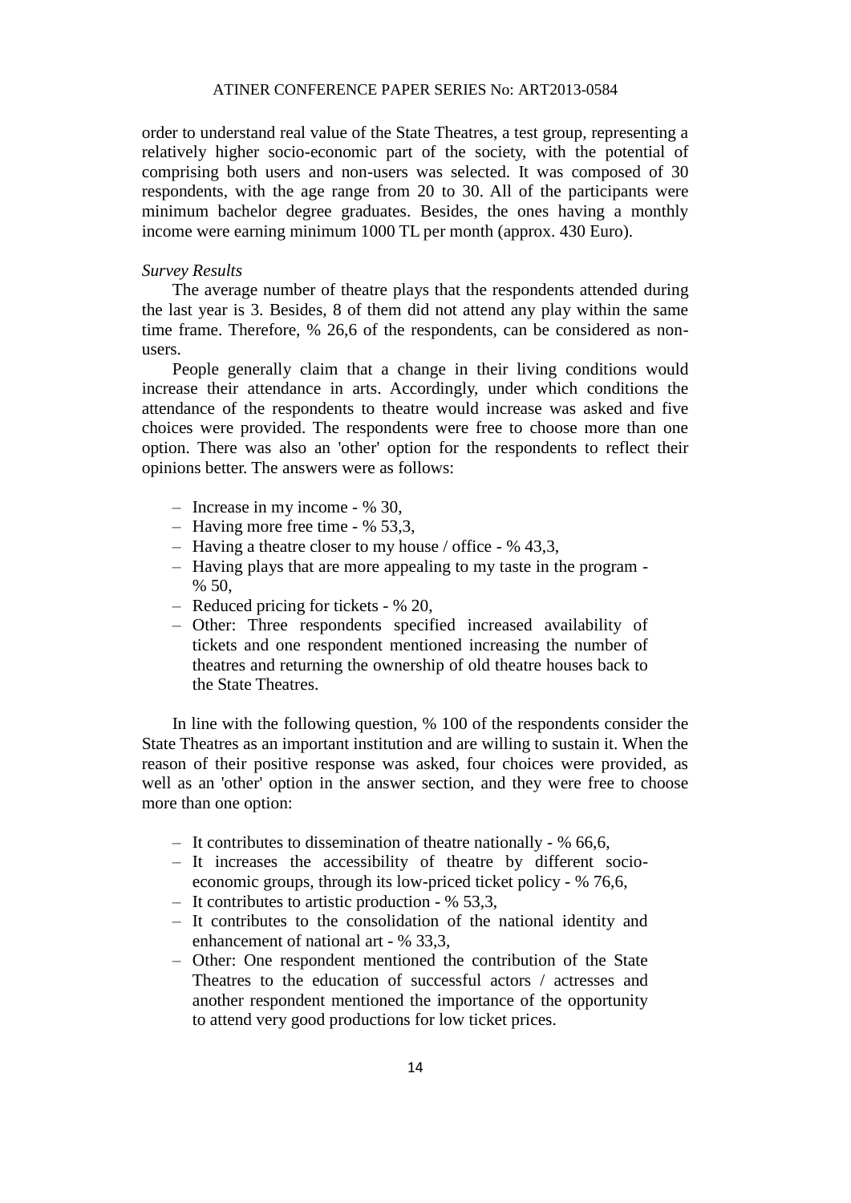order to understand real value of the State Theatres, a test group, representing a relatively higher socio-economic part of the society, with the potential of comprising both users and non-users was selected. It was composed of 30 respondents, with the age range from 20 to 30. All of the participants were minimum bachelor degree graduates. Besides, the ones having a monthly income were earning minimum 1000 TL per month (approx. 430 Euro).

*Survey Results*

The average number of theatre plays that the respondents attended during the last year is 3. Besides, 8 of them did not attend any play within the same time frame. Therefore, % 26,6 of the respondents, can be considered as non-users.

People generally claim that a change in their living conditions would increase their attendance in arts. Accordingly, under which conditions the attendance of the respondents to theatre would increase was asked and five choices were provided. The respondents were free to choose more than one option. There was also an 'other' option for the respondents to reflect their opinions better. The answers were as follows:

- Increase in my income - % 30,
- Having more free time - % 53,3,
- Having a theatre closer to my house / office - % 43,3,
- Having plays that are more appealing to my taste in the program - % 50,
- Reduced pricing for tickets - % 20,
- Other: Three respondents specified increased availability of tickets and one respondent mentioned increasing the number of theatres and returning the ownership of old theatre houses back to the State Theatres.

In line with the following question, % 100 of the respondents consider the State Theatres as an important institution and are willing to sustain it. When the reason of their positive response was asked, four choices were provided, as well as an 'other' option in the answer section, and they were free to choose more than one option:

- It contributes to dissemination of theatre nationally - % 66,6,
- It increases the accessibility of theatre by different socio-economic groups, through its low-priced ticket policy - % 76,6,
- It contributes to artistic production - % 53,3,
- It contributes to the consolidation of the national identity and enhancement of national art - % 33,3,
- Other: One respondent mentioned the contribution of the State Theatres to the education of successful actors / actresses and another respondent mentioned the importance of the opportunity to attend very good productions for low ticket prices.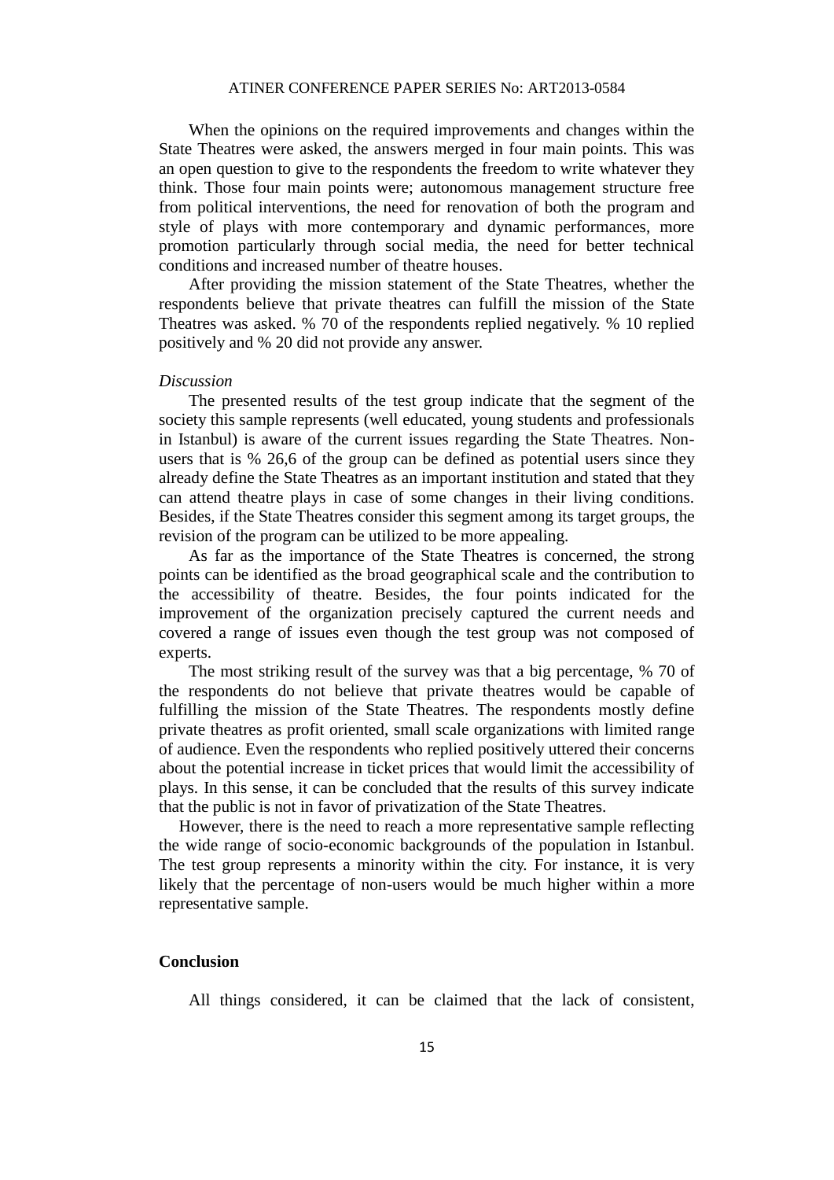When the opinions on the required improvements and changes within the State Theatres were asked, the answers merged in four main points. This was an open question to give to the respondents the freedom to write whatever they think. Those four main points were; autonomous management structure free from political interventions, the need for renovation of both the program and style of plays with more contemporary and dynamic performances, more promotion particularly through social media, the need for better technical conditions and increased number of theatre houses.

After providing the mission statement of the State Theatres, whether the respondents believe that private theatres can fulfill the mission of the State Theatres was asked. % 70 of the respondents replied negatively. % 10 replied positively and % 20 did not provide any answer.

*Discussion*

The presented results of the test group indicate that the segment of the society this sample represents (well educated, young students and professionals in Istanbul) is aware of the current issues regarding the State Theatres. Non-users that is % 26,6 of the group can be defined as potential users since they already define the State Theatres as an important institution and stated that they can attend theatre plays in case of some changes in their living conditions. Besides, if the State Theatres consider this segment among its target groups, the revision of the program can be utilized to be more appealing.

As far as the importance of the State Theatres is concerned, the strong points can be identified as the broad geographical scale and the contribution to the accessibility of theatre. Besides, the four points indicated for the improvement of the organization precisely captured the current needs and covered a range of issues even though the test group was not composed of experts.

The most striking result of the survey was that a big percentage, % 70 of the respondents do not believe that private theatres would be capable of fulfilling the mission of the State Theatres. The respondents mostly define private theatres as profit oriented, small scale organizations with limited range of audience. Even the respondents who replied positively uttered their concerns about the potential increase in ticket prices that would limit the accessibility of plays. In this sense, it can be concluded that the results of this survey indicate that the public is not in favor of privatization of the State Theatres.

However, there is the need to reach a more representative sample reflecting the wide range of socio-economic backgrounds of the population in Istanbul. The test group represents a minority within the city. For instance, it is very likely that the percentage of non-users would be much higher within a more representative sample.

## Conclusion

All things considered, it can be claimed that the lack of consistent,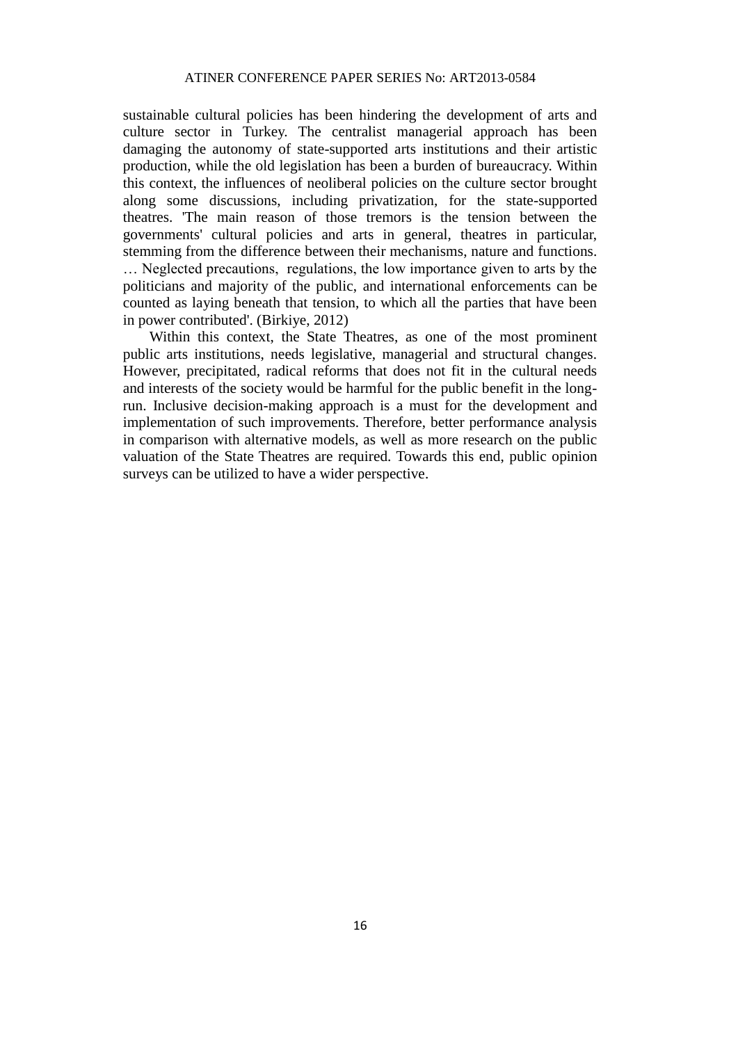sustainable cultural policies has been hindering the development of arts and culture sector in Turkey. The centralist managerial approach has been damaging the autonomy of state-supported arts institutions and their artistic production, while the old legislation has been a burden of bureaucracy. Within this context, the influences of neoliberal policies on the culture sector brought along some discussions, including privatization, for the state-supported theatres. 'The main reason of those tremors is the tension between the governments' cultural policies and arts in general, theatres in particular, stemming from the difference between their mechanisms, nature and functions. … Neglected precautions, regulations, the low importance given to arts by the politicians and majority of the public, and international enforcements can be counted as laying beneath that tension, to which all the parties that have been in power contributed'. (Birkiye, 2012)

Within this context, the State Theatres, as one of the most prominent public arts institutions, needs legislative, managerial and structural changes. However, precipitated, radical reforms that does not fit in the cultural needs and interests of the society would be harmful for the public benefit in the long-run. Inclusive decision-making approach is a must for the development and implementation of such improvements. Therefore, better performance analysis in comparison with alternative models, as well as more research on the public valuation of the State Theatres are required. Towards this end, public opinion surveys can be utilized to have a wider perspective.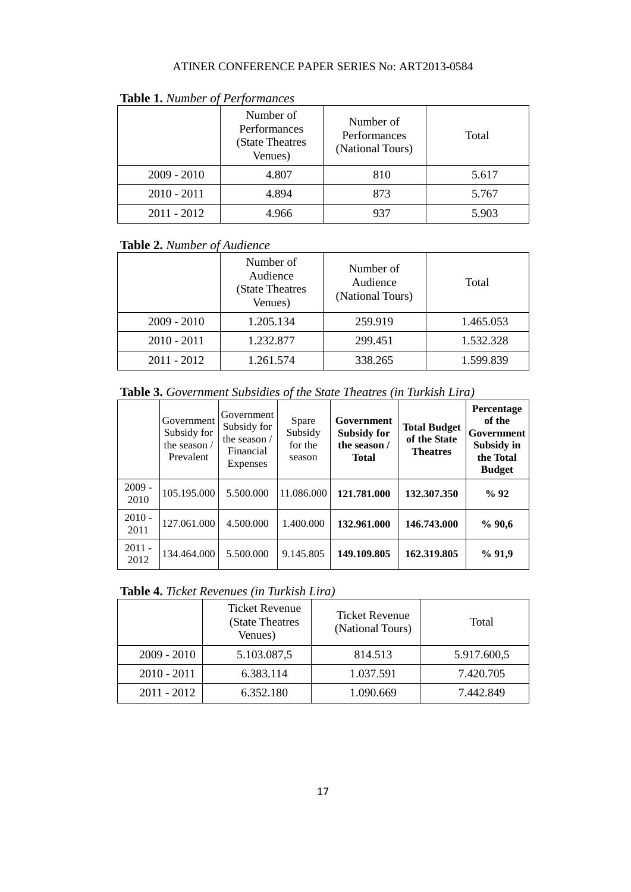**Table 1.** *Number of Performances*

| | Number of Performances (State Theatres Venues) | Number of Performances (National Tours) | Total |
|---|---|---|---|
| 2009 - 2010 | 4.807 | 810 | 5.617 |
| 2010 - 2011 | 4.894 | 873 | 5.767 |
| 2011 - 2012 | 4.966 | 937 | 5.903 |

**Table 2.** *Number of Audience*

| | Number of Audience (State Theatres Venues) | Number of Audience (National Tours) | Total |
|---|---|---|---|
| 2009 - 2010 | 1.205.134 | 259.919 | 1.465.053 |
| 2010 - 2011 | 1.232.877 | 299.451 | 1.532.328 |
| 2011 - 2012 | 1.261.574 | 338.265 | 1.599.839 |

**Table 3.** *Government Subsidies of the State Theatres (in Turkish Lira)*

| | Government Subsidy for the season / Prevalent | Government Subsidy for the season / Financial Expenses | Spare Subsidy for the season | **Government Subsidy for the season / Total** | **Total Budget of the State Theatres** | **Percentage of the Government Subsidy in the Total Budget** |
|---|---|---|---|---|---|---|
| 2009 - 2010 | 105.195.000 | 5.500.000 | 11.086.000 | **121.781.000** | **132.307.350** | **% 92** |
| 2010 - 2011 | 127.061.000 | 4.500.000 | 1.400.000 | **132.961.000** | **146.743.000** | **% 90,6** |
| 2011 - 2012 | 134.464.000 | 5.500.000 | 9.145.805 | **149.109.805** | **162.319.805** | **% 91,9** |

**Table 4.** *Ticket Revenues (in Turkish Lira)*

| | Ticket Revenue (State Theatres Venues) | Ticket Revenue (National Tours) | Total |
|---|---|---|---|
| 2009 - 2010 | 5.103.087,5 | 814.513 | 5.917.600,5 |
| 2010 - 2011 | 6.383.114 | 1.037.591 | 7.420.705 |
| 2011 - 2012 | 6.352.180 | 1.090.669 | 7.442.849 |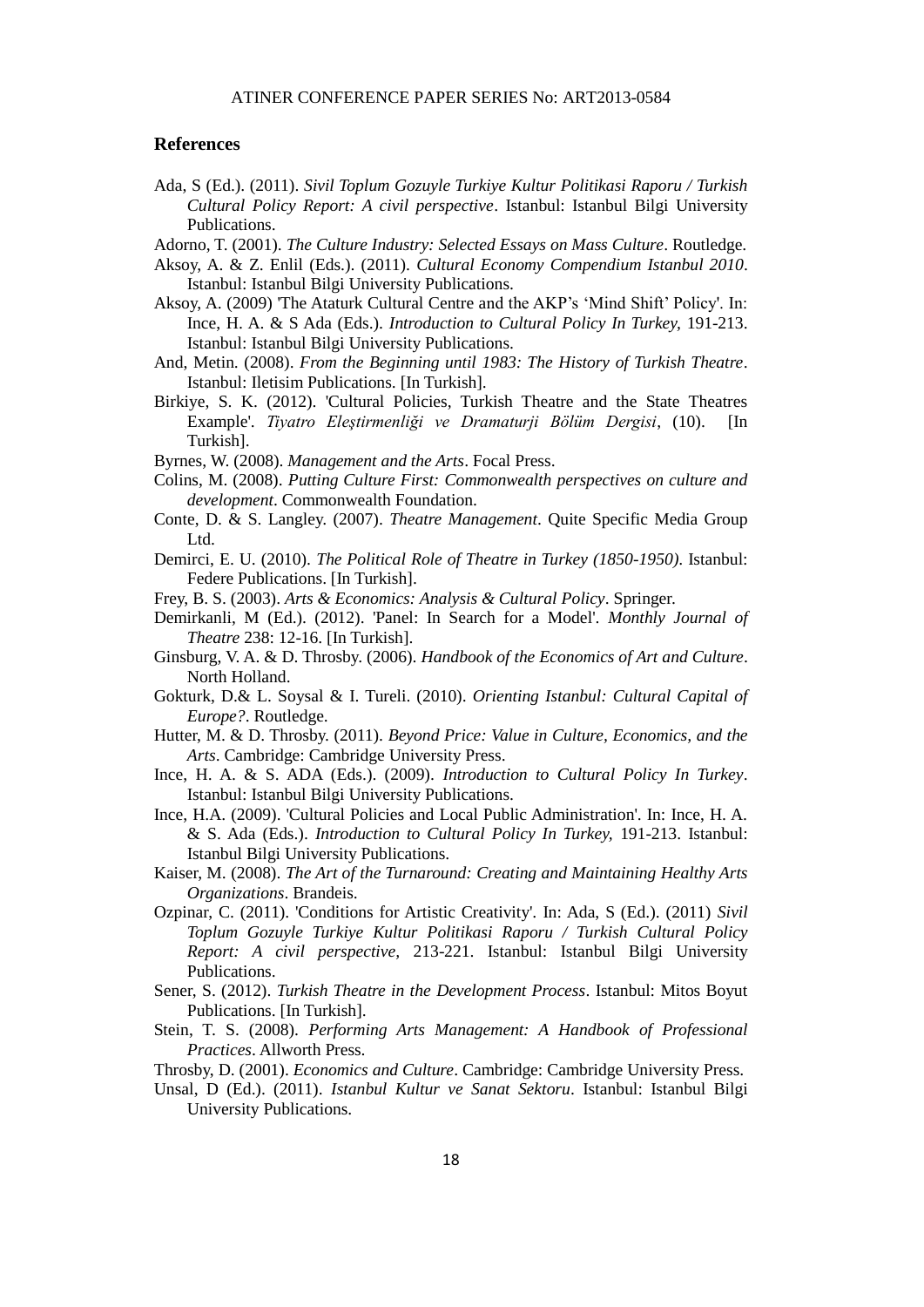## References

Ada, S (Ed.). (2011). *Sivil Toplum Gozuyle Turkiye Kultur Politikasi Raporu / Turkish Cultural Policy Report: A civil perspective*. Istanbul: Istanbul Bilgi University Publications.

Adorno, T. (2001). *The Culture Industry: Selected Essays on Mass Culture*. Routledge.

Aksoy, A. & Z. Enlil (Eds.). (2011). *Cultural Economy Compendium Istanbul 2010*. Istanbul: Istanbul Bilgi University Publications.

Aksoy, A. (2009) 'The Ataturk Cultural Centre and the AKP's 'Mind Shift' Policy'. In: Ince, H. A. & S Ada (Eds.). *Introduction to Cultural Policy In Turkey,* 191-213. Istanbul: Istanbul Bilgi University Publications.

And, Metin. (2008). *From the Beginning until 1983: The History of Turkish Theatre*. Istanbul: Iletisim Publications. [In Turkish].

Birkiye, S. K. (2012). 'Cultural Policies, Turkish Theatre and the State Theatres Example'. *Tiyatro Eleştirmenliği ve Dramaturji Bölüm Dergisi*, (10). [In Turkish].

Byrnes, W. (2008). *Management and the Arts*. Focal Press.

Colins, M. (2008). *Putting Culture First: Commonwealth perspectives on culture and development*. Commonwealth Foundation.

Conte, D. & S. Langley. (2007). *Theatre Management*. Quite Specific Media Group Ltd.

Demirci, E. U. (2010). *The Political Role of Theatre in Turkey (1850-1950)*. Istanbul: Federe Publications. [In Turkish].

Frey, B. S. (2003). *Arts & Economics: Analysis & Cultural Policy*. Springer.

Demirkanli, M (Ed.). (2012). 'Panel: In Search for a Model'. *Monthly Journal of Theatre* 238: 12-16. [In Turkish].

Ginsburg, V. A. & D. Throsby. (2006). *Handbook of the Economics of Art and Culture*. North Holland.

Gokturk, D.& L. Soysal & I. Tureli. (2010). *Orienting Istanbul: Cultural Capital of Europe?*. Routledge.

Hutter, M. & D. Throsby. (2011). *Beyond Price: Value in Culture, Economics, and the Arts*. Cambridge: Cambridge University Press.

Ince, H. A. & S. ADA (Eds.). (2009). *Introduction to Cultural Policy In Turkey*. Istanbul: Istanbul Bilgi University Publications.

Ince, H.A. (2009). 'Cultural Policies and Local Public Administration'. In: Ince, H. A. & S. Ada (Eds.). *Introduction to Cultural Policy In Turkey,* 191-213. Istanbul: Istanbul Bilgi University Publications.

Kaiser, M. (2008). *The Art of the Turnaround: Creating and Maintaining Healthy Arts Organizations*. Brandeis.

Ozpinar, C. (2011). 'Conditions for Artistic Creativity'. In: Ada, S (Ed.). (2011) *Sivil Toplum Gozuyle Turkiye Kultur Politikasi Raporu / Turkish Cultural Policy Report: A civil perspective,* 213-221. Istanbul: Istanbul Bilgi University Publications.

Sener, S. (2012). *Turkish Theatre in the Development Process*. Istanbul: Mitos Boyut Publications. [In Turkish].

Stein, T. S. (2008). *Performing Arts Management: A Handbook of Professional Practices*. Allworth Press.

Throsby, D. (2001). *Economics and Culture*. Cambridge: Cambridge University Press.

Unsal, D (Ed.). (2011). *Istanbul Kultur ve Sanat Sektoru*. Istanbul: Istanbul Bilgi University Publications.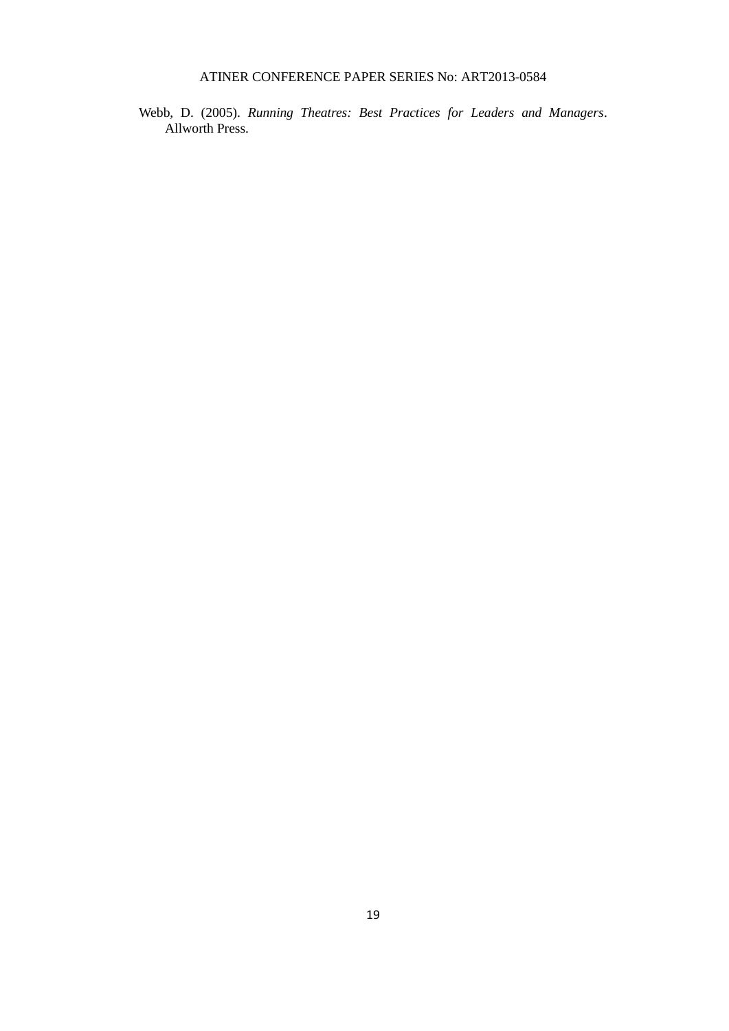Webb, D. (2005). *Running Theatres: Best Practices for Leaders and Managers*. Allworth Press.